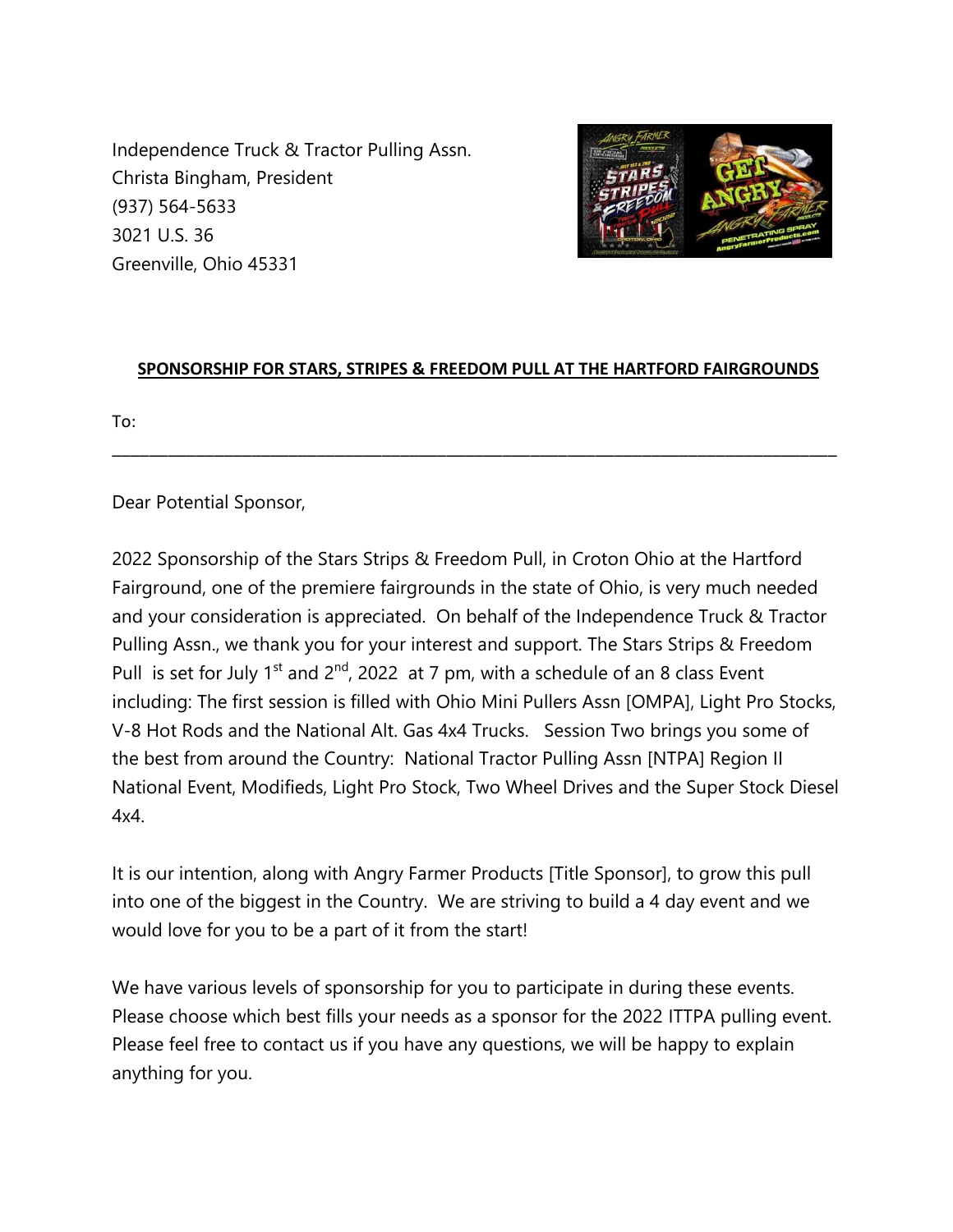Independence Truck & Tractor Pulling Assn.
Christa Bingham, President
(937) 564-5633
3021 U.S. 36
Greenville, Ohio 45331

**SPONSORSHIP FOR STARS, STRIPES & FREEDOM PULL AT THE HARTFORD FAIRGROUNDS**

To:

---

Dear Potential Sponsor,

2022 Sponsorship of the Stars Strips & Freedom Pull, in Croton Ohio at the Hartford Fairground, one of the premiere fairgrounds in the state of Ohio, is very much needed and your consideration is appreciated. On behalf of the Independence Truck & Tractor Pulling Assn., we thank you for your interest and support. The Stars Strips & Freedom Pull is set for July 1st and 2nd, 2022 at 7 pm, with a schedule of an 8 class Event including: The first session is filled with Ohio Mini Pullers Assn [OMPA], Light Pro Stocks, V-8 Hot Rods and the National Alt. Gas 4x4 Trucks. Session Two brings you some of the best from around the Country: National Tractor Pulling Assn [NTPA] Region II National Event, Modifieds, Light Pro Stock, Two Wheel Drives and the Super Stock Diesel 4x4.

It is our intention, along with Angry Farmer Products [Title Sponsor], to grow this pull into one of the biggest in the Country. We are striving to build a 4 day event and we would love for you to be a part of it from the start!

We have various levels of sponsorship for you to participate in during these events. Please choose which best fills your needs as a sponsor for the 2022 ITTPA pulling event. Please feel free to contact us if you have any questions, we will be happy to explain anything for you.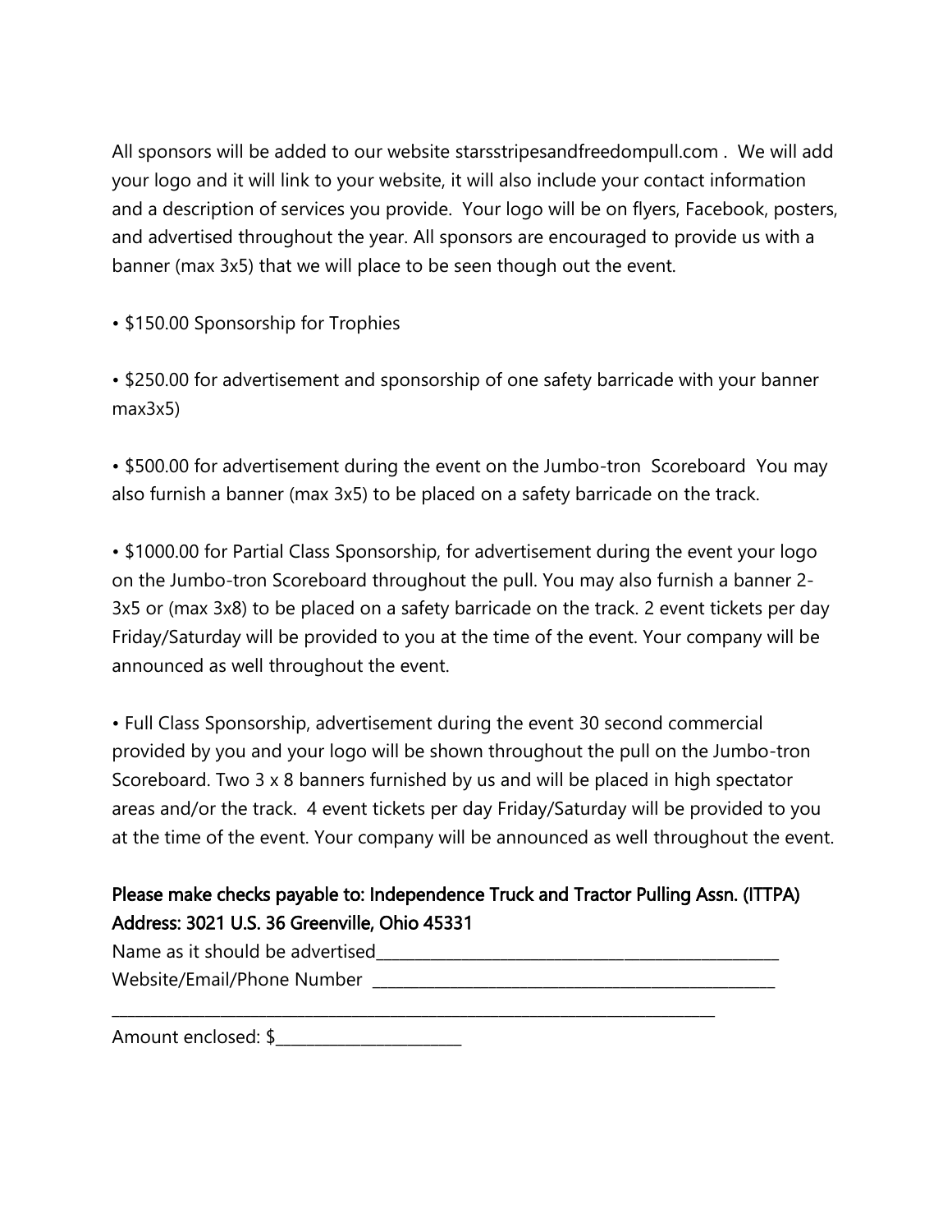All sponsors will be added to our website starsstripesandfreedompull.com . We will add your logo and it will link to your website, it will also include your contact information and a description of services you provide. Your logo will be on flyers, Facebook, posters, and advertised throughout the year. All sponsors are encouraged to provide us with a banner (max 3x5) that we will place to be seen though out the event.

• $150.00 Sponsorship for Trophies

• $250.00 for advertisement and sponsorship of one safety barricade with your banner max3x5)

• $500.00 for advertisement during the event on the Jumbo-tron Scoreboard You may also furnish a banner (max 3x5) to be placed on a safety barricade on the track.

• $1000.00 for Partial Class Sponsorship, for advertisement during the event your logo on the Jumbo-tron Scoreboard throughout the pull. You may also furnish a banner 2-3x5 or (max 3x8) to be placed on a safety barricade on the track. 2 event tickets per day Friday/Saturday will be provided to you at the time of the event. Your company will be announced as well throughout the event.

• Full Class Sponsorship, advertisement during the event 30 second commercial provided by you and your logo will be shown throughout the pull on the Jumbo-tron Scoreboard. Two 3 x 8 banners furnished by us and will be placed in high spectator areas and/or the track. 4 event tickets per day Friday/Saturday will be provided to you at the time of the event. Your company will be announced as well throughout the event.

**Please make checks payable to: Independence Truck and Tractor Pulling Assn. (ITTPA)**
**Address: 3021 U.S. 36 Greenville, Ohio 45331**

Name as it should be advertised_______________________________________________

Website/Email/Phone Number ____________________________________________

_____________________________________________________________________

Amount enclosed: $____________________